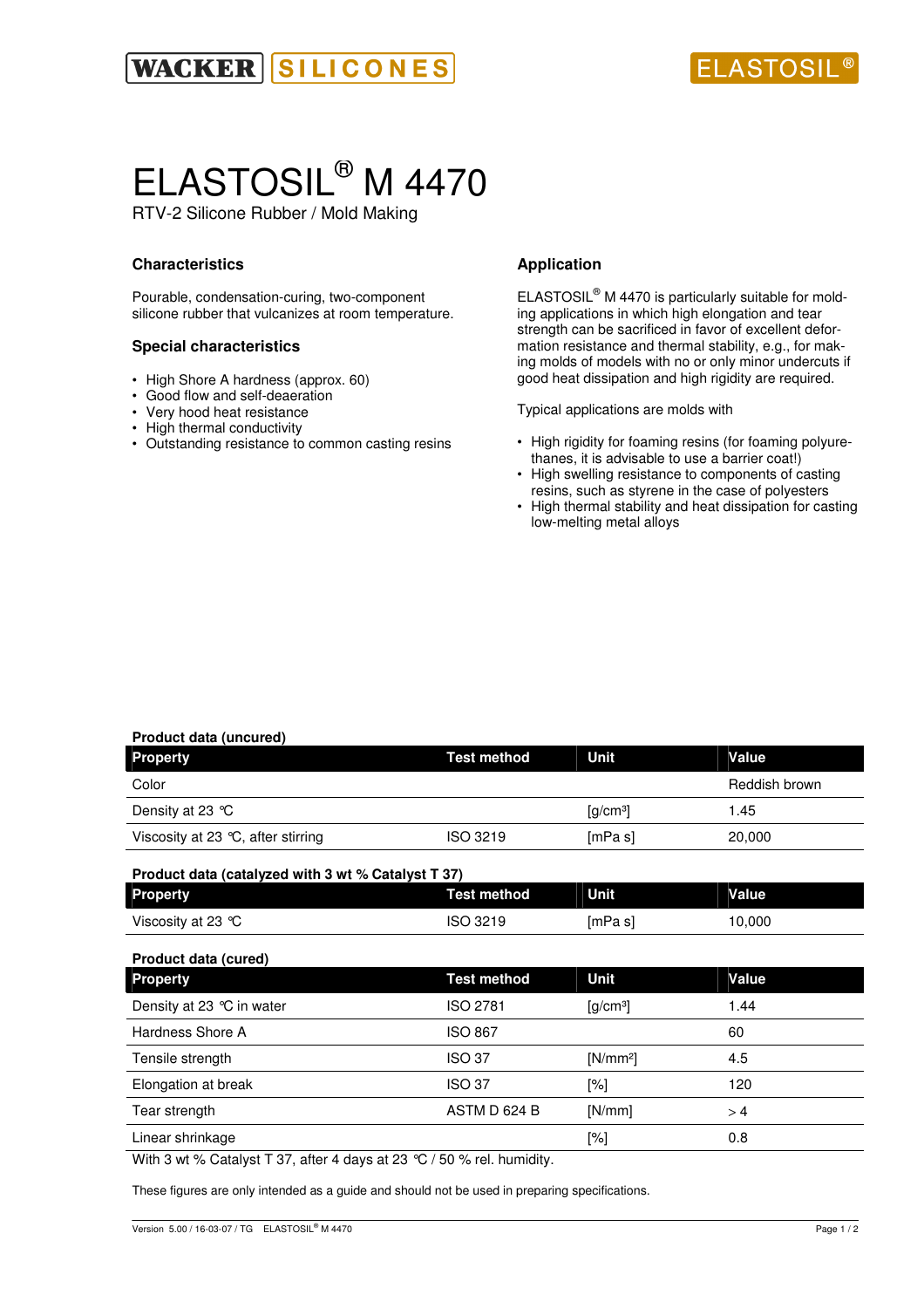WACKER SILICONES ELASTOSIL®

# ELASTOSIL® M 4470

RTV-2 Silicone Rubber / Mold Making

## Characteristics

Pourable, condensation-curing, two-component silicone rubber that vulcanizes at room temperature.

## Special characteristics

- High Shore A hardness (approx. 60)
- Good flow and self-deaeration
- Very hood heat resistance
- High thermal conductivity
- Outstanding resistance to common casting resins

## Application

ELASTOSIL® M 4470 is particularly suitable for molding applications in which high elongation and tear strength can be sacrificed in favor of excellent deformation resistance and thermal stability, e.g., for making molds of models with no or only minor undercuts if good heat dissipation and high rigidity are required.

Typical applications are molds with

- High rigidity for foaming resins (for foaming polyurethanes, it is advisable to use a barrier coat!)
- High swelling resistance to components of casting resins, such as styrene in the case of polyesters
- High thermal stability and heat dissipation for casting low-melting metal alloys

**Product data (uncured)**

| Property | Test method | Unit | Value |
|---|---|---|---|
| Color | | | Reddish brown |
| Density at 23 °C | | [g/cm³] | 1.45 |
| Viscosity at 23 °C, after stirring | ISO 3219 | [mPa s] | 20,000 |

**Product data (catalyzed with 3 wt % Catalyst T 37)**

| Property | Test method | Unit | Value |
|---|---|---|---|
| Viscosity at 23 °C | ISO 3219 | [mPa s] | 10,000 |

**Product data (cured)**

| Property | Test method | Unit | Value |
|---|---|---|---|
| Density at 23 °C in water | ISO 2781 | [g/cm³] | 1.44 |
| Hardness Shore A | ISO 867 | | 60 |
| Tensile strength | ISO 37 | [N/mm²] | 4.5 |
| Elongation at break | ISO 37 | [%] | 120 |
| Tear strength | ASTM D 624 B | [N/mm] | > 4 |
| Linear shrinkage | | [%] | 0.8 |

With 3 wt % Catalyst T 37, after 4 days at 23 °C / 50 % rel. humidity.

These figures are only intended as a guide and should not be used in preparing specifications.

Version 5.00 / 16-03-07 / TG ELASTOSIL® M 4470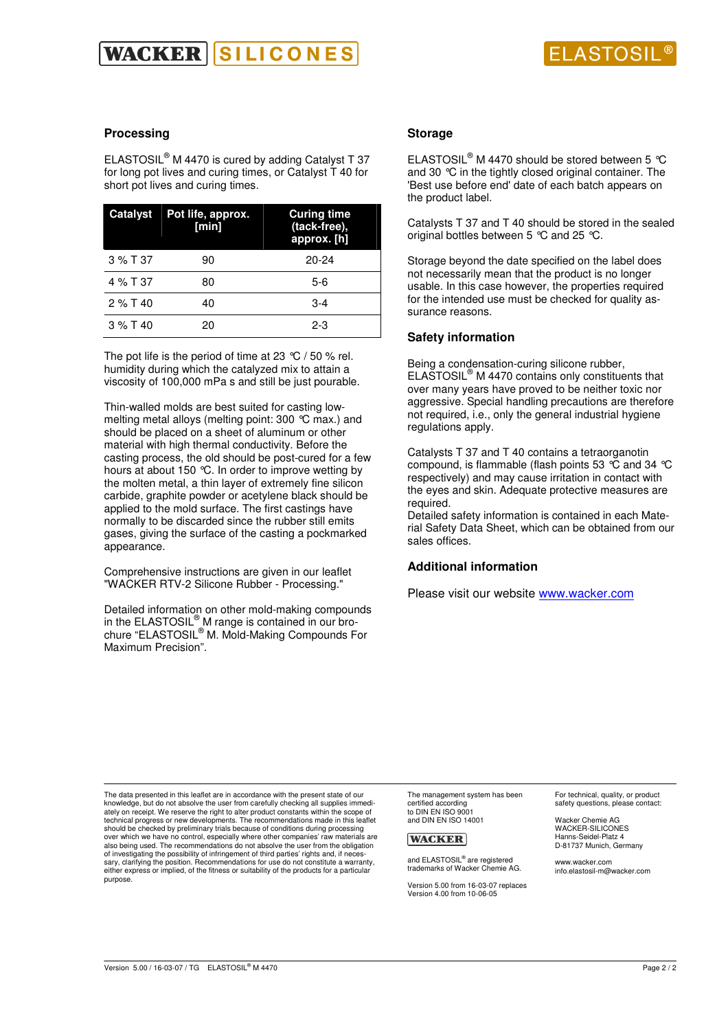## Processing

ELASTOSIL® M 4470 is cured by adding Catalyst T 37 for long pot lives and curing times, or Catalyst T 40 for short pot lives and curing times.

| Catalyst | Pot life, approx. [min] | Curing time (tack-free), approx. [h] |
|---|---|---|
| 3 % T 37 | 90 | 20-24 |
| 4 % T 37 | 80 | 5-6 |
| 2 % T 40 | 40 | 3-4 |
| 3 % T 40 | 20 | 2-3 |

The pot life is the period of time at 23 °C / 50 % rel. humidity during which the catalyzed mix to attain a viscosity of 100,000 mPa s and still be just pourable.

Thin-walled molds are best suited for casting low-melting metal alloys (melting point: 300 °C max.) and should be placed on a sheet of aluminum or other material with high thermal conductivity. Before the casting process, the old should be post-cured for a few hours at about 150 °C. In order to improve wetting by the molten metal, a thin layer of extremely fine silicon carbide, graphite powder or acetylene black should be applied to the mold surface. The first castings have normally to be discarded since the rubber still emits gases, giving the surface of the casting a pockmarked appearance.

Comprehensive instructions are given in our leaflet "WACKER RTV-2 Silicone Rubber - Processing."

Detailed information on other mold-making compounds in the ELASTOSIL® M range is contained in our brochure "ELASTOSIL® M. Mold-Making Compounds For Maximum Precision".

## Storage

ELASTOSIL® M 4470 should be stored between 5 °C and 30 °C in the tightly closed original container. The 'Best use before end' date of each batch appears on the product label.

Catalysts T 37 and T 40 should be stored in the sealed original bottles between 5 °C and 25 °C.

Storage beyond the date specified on the label does not necessarily mean that the product is no longer usable. In this case however, the properties required for the intended use must be checked for quality assurance reasons.

## Safety information

Being a condensation-curing silicone rubber, ELASTOSIL® M 4470 contains only constituents that over many years have proved to be neither toxic nor aggressive. Special handling precautions are therefore not required, i.e., only the general industrial hygiene regulations apply.

Catalysts T 37 and T 40 contains a tetraorganotin compound, is flammable (flash points 53 °C and 34 °C respectively) and may cause irritation in contact with the eyes and skin. Adequate protective measures are required.
Detailed safety information is contained in each Material Safety Data Sheet, which can be obtained from our sales offices.

## Additional information

Please visit our website www.wacker.com

The data presented in this leaflet are in accordance with the present state of our knowledge, but do not absolve the user from carefully checking all supplies immediately on receipt. We reserve the right to alter product constants within the scope of technical progress or new developments. The recommendations made in this leaflet should be checked by preliminary trials because of conditions during processing over which we have no control, especially where other companies' raw materials are also being used. The recommendations do not absolve the user from the obligation of investigating the possibility of infringement of third parties' rights and, if necessary, clarifying the position. Recommendations for use do not constitute a warranty, either express or implied, of the fitness or suitability of the products for a particular purpose.

The management system has been certified according to DIN EN ISO 9001 and DIN EN ISO 14001

WACKER

and ELASTOSIL® are registered trademarks of Wacker Chemie AG.

Version 5.00 from 16-03-07 replaces Version 4.00 from 10-06-05

For technical, quality, or product safety questions, please contact:

Wacker Chemie AG
WACKER-SILICONES
Hanns-Seidel-Platz 4
D-81737 Munich, Germany

www.wacker.com
info.elastosil-m@wacker.com